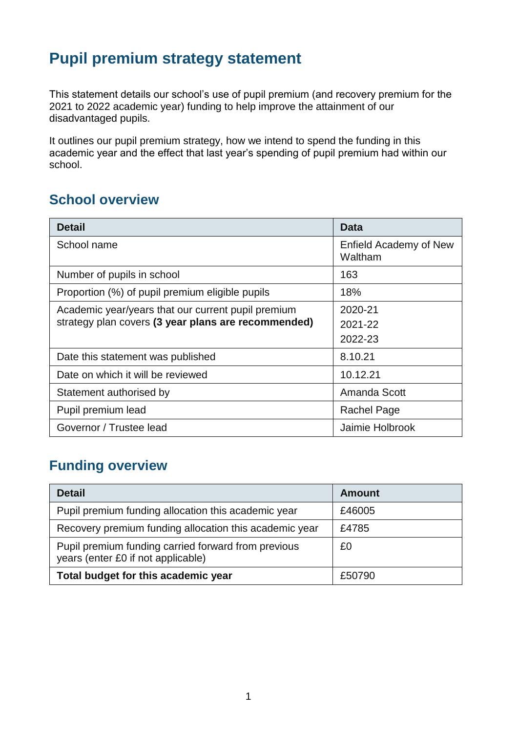# Pupil premium strategy statement

This statement details our school's use of pupil premium (and recovery premium for the 2021 to 2022 academic year) funding to help improve the attainment of our disadvantaged pupils.

It outlines our pupil premium strategy, how we intend to spend the funding in this academic year and the effect that last year's spending of pupil premium had within our school.

## School overview

| Detail | Data |
|---|---|
| School name | Enfield Academy of New Waltham |
| Number of pupils in school | 163 |
| Proportion (%) of pupil premium eligible pupils | 18% |
| Academic year/years that our current pupil premium strategy plan covers **(3 year plans are recommended)** | 2020-21<br>2021-22<br>2022-23 |
| Date this statement was published | 8.10.21 |
| Date on which it will be reviewed | 10.12.21 |
| Statement authorised by | Amanda Scott |
| Pupil premium lead | Rachel Page |
| Governor / Trustee lead | Jaimie Holbrook |

## Funding overview

| Detail | Amount |
|---|---|
| Pupil premium funding allocation this academic year | £46005 |
| Recovery premium funding allocation this academic year | £4785 |
| Pupil premium funding carried forward from previous years (enter £0 if not applicable) | £0 |
| **Total budget for this academic year** | £50790 |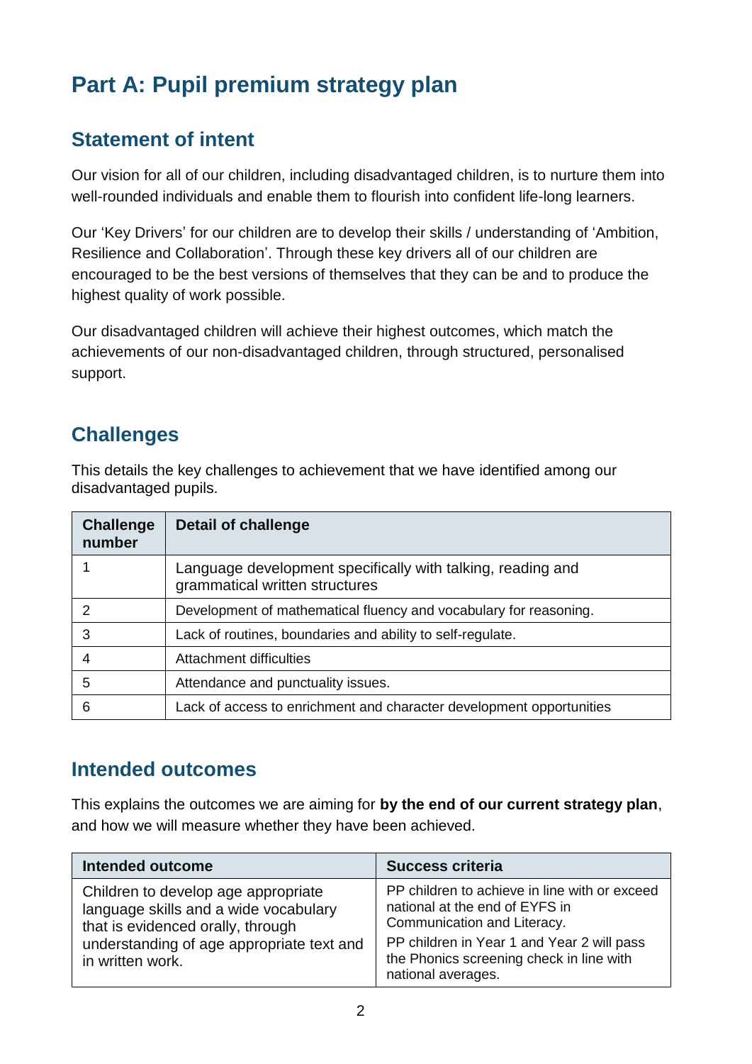# Part A: Pupil premium strategy plan

## Statement of intent

Our vision for all of our children, including disadvantaged children, is to nurture them into well-rounded individuals and enable them to flourish into confident life-long learners.

Our 'Key Drivers' for our children are to develop their skills / understanding of 'Ambition, Resilience and Collaboration'. Through these key drivers all of our children are encouraged to be the best versions of themselves that they can be and to produce the highest quality of work possible.

Our disadvantaged children will achieve their highest outcomes, which match the achievements of our non-disadvantaged children, through structured, personalised support.

## Challenges

This details the key challenges to achievement that we have identified among our disadvantaged pupils.

| Challenge number | Detail of challenge |
|---|---|
| 1 | Language development specifically with talking, reading and grammatical written structures |
| 2 | Development of mathematical fluency and vocabulary for reasoning. |
| 3 | Lack of routines, boundaries and ability to self-regulate. |
| 4 | Attachment difficulties |
| 5 | Attendance and punctuality issues. |
| 6 | Lack of access to enrichment and character development opportunities |

## Intended outcomes

This explains the outcomes we are aiming for **by the end of our current strategy plan**, and how we will measure whether they have been achieved.

| Intended outcome | Success criteria |
|---|---|
| Children to develop age appropriate language skills and a wide vocabulary that is evidenced orally, through understanding of age appropriate text and in written work. | PP children to achieve in line with or exceed national at the end of EYFS in Communication and Literacy.<br>PP children in Year 1 and Year 2 will pass the Phonics screening check in line with national averages. |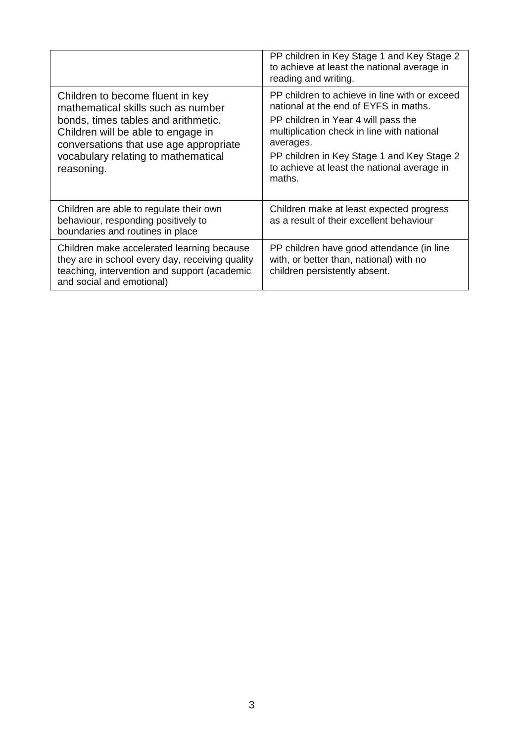| | |
|---|---|
| | PP children in Key Stage 1 and Key Stage 2 to achieve at least the national average in reading and writing. |
| Children to become fluent in key mathematical skills such as number bonds, times tables and arithmetic. Children will be able to engage in conversations that use age appropriate vocabulary relating to mathematical reasoning. | PP children to achieve in line with or exceed national at the end of EYFS in maths.<br>PP children in Year 4 will pass the multiplication check in line with national averages.<br>PP children in Key Stage 1 and Key Stage 2 to achieve at least the national average in maths. |
| Children are able to regulate their own behaviour, responding positively to boundaries and routines in place | Children make at least expected progress as a result of their excellent behaviour |
| Children make accelerated learning because they are in school every day, receiving quality teaching, intervention and support (academic and social and emotional) | PP children have good attendance (in line with, or better than, national) with no children persistently absent. |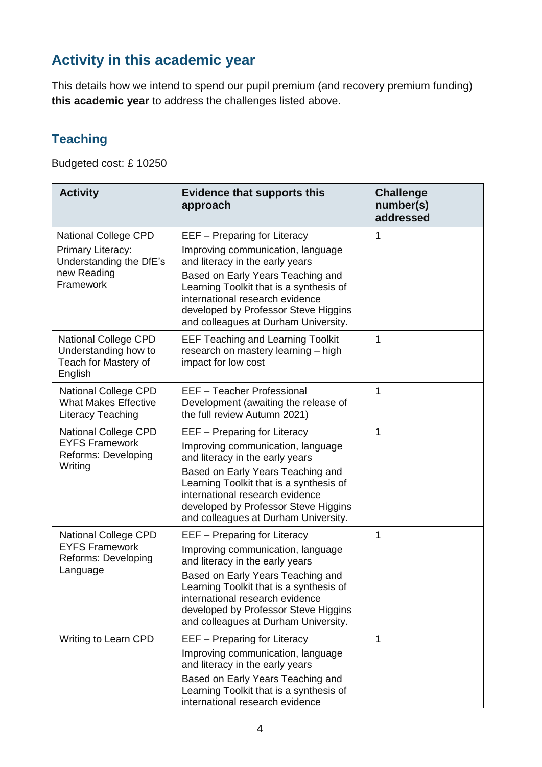## Activity in this academic year

This details how we intend to spend our pupil premium (and recovery premium funding) **this academic year** to address the challenges listed above.

### Teaching

Budgeted cost: £ 10250

| Activity | Evidence that supports this approach | Challenge number(s) addressed |
|---|---|---|
| National College CPD Primary Literacy: Understanding the DfE's new Reading Framework | EEF – Preparing for Literacy<br>Improving communication, language and literacy in the early years<br>Based on Early Years Teaching and Learning Toolkit that is a synthesis of international research evidence developed by Professor Steve Higgins and colleagues at Durham University. | 1 |
| National College CPD Understanding how to Teach for Mastery of English | EEF Teaching and Learning Toolkit research on mastery learning – high impact for low cost | 1 |
| National College CPD What Makes Effective Literacy Teaching | EEF – Teacher Professional Development (awaiting the release of the full review Autumn 2021) | 1 |
| National College CPD EYFS Framework Reforms: Developing Writing | EEF – Preparing for Literacy<br>Improving communication, language and literacy in the early years<br>Based on Early Years Teaching and Learning Toolkit that is a synthesis of international research evidence developed by Professor Steve Higgins and colleagues at Durham University. | 1 |
| National College CPD EYFS Framework Reforms: Developing Language | EEF – Preparing for Literacy<br>Improving communication, language and literacy in the early years<br>Based on Early Years Teaching and Learning Toolkit that is a synthesis of international research evidence developed by Professor Steve Higgins and colleagues at Durham University. | 1 |
| Writing to Learn CPD | EEF – Preparing for Literacy<br>Improving communication, language and literacy in the early years<br>Based on Early Years Teaching and Learning Toolkit that is a synthesis of international research evidence | 1 |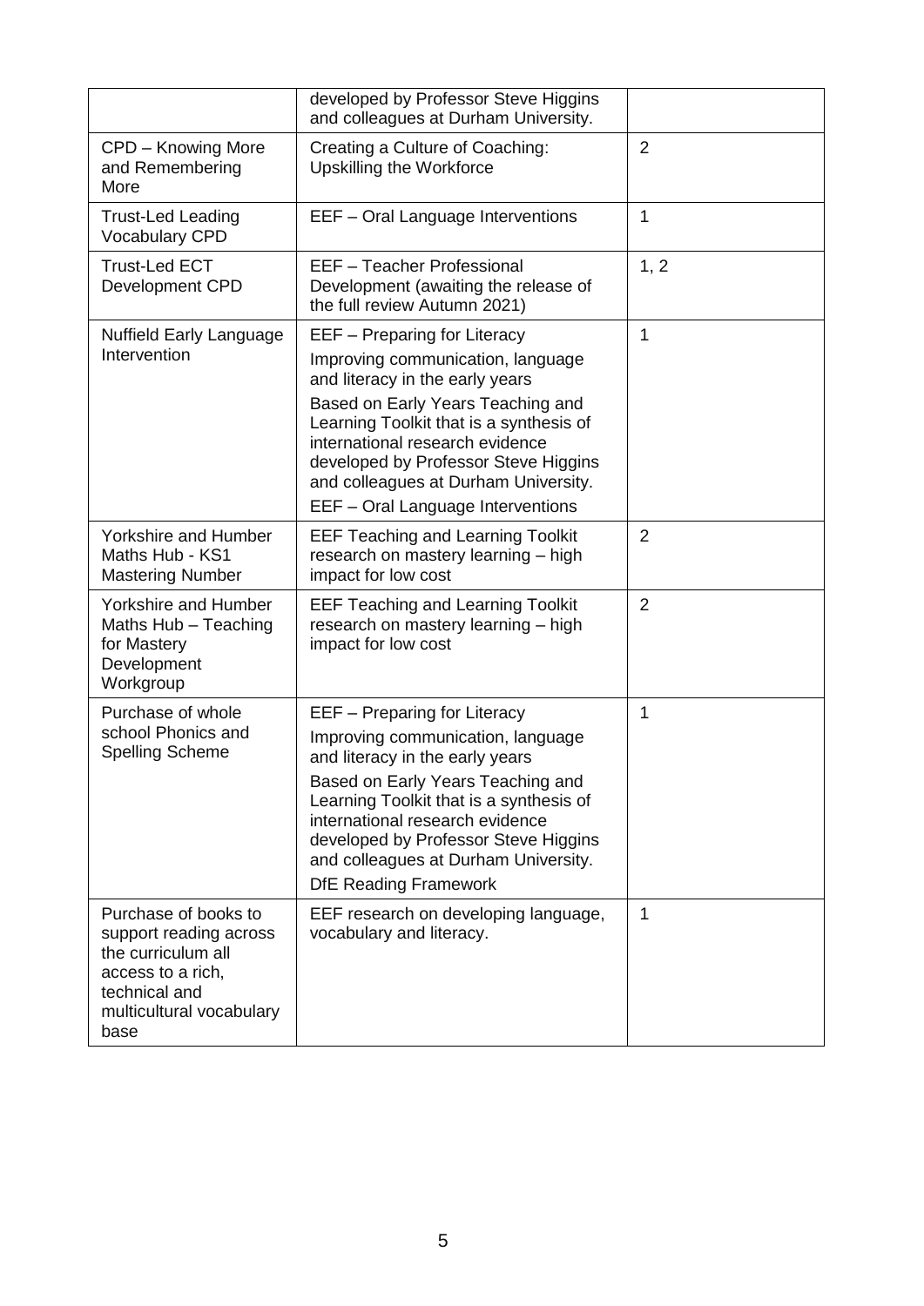| | | |
|---|---|---|
| | developed by Professor Steve Higgins and colleagues at Durham University. | |
| CPD – Knowing More and Remembering More | Creating a Culture of Coaching: Upskilling the Workforce | 2 |
| Trust-Led Leading Vocabulary CPD | EEF – Oral Language Interventions | 1 |
| Trust-Led ECT Development CPD | EEF – Teacher Professional Development (awaiting the release of the full review Autumn 2021) | 1, 2 |
| Nuffield Early Language Intervention | EEF – Preparing for Literacy<br>Improving communication, language and literacy in the early years<br>Based on Early Years Teaching and Learning Toolkit that is a synthesis of international research evidence developed by Professor Steve Higgins and colleagues at Durham University.<br>EEF – Oral Language Interventions | 1 |
| Yorkshire and Humber Maths Hub - KS1 Mastering Number | EEF Teaching and Learning Toolkit research on mastery learning – high impact for low cost | 2 |
| Yorkshire and Humber Maths Hub – Teaching for Mastery Development Workgroup | EEF Teaching and Learning Toolkit research on mastery learning – high impact for low cost | 2 |
| Purchase of whole school Phonics and Spelling Scheme | EEF – Preparing for Literacy<br>Improving communication, language and literacy in the early years<br>Based on Early Years Teaching and Learning Toolkit that is a synthesis of international research evidence developed by Professor Steve Higgins and colleagues at Durham University.<br>DfE Reading Framework | 1 |
| Purchase of books to support reading across the curriculum all access to a rich, technical and multicultural vocabulary base | EEF research on developing language, vocabulary and literacy. | 1 |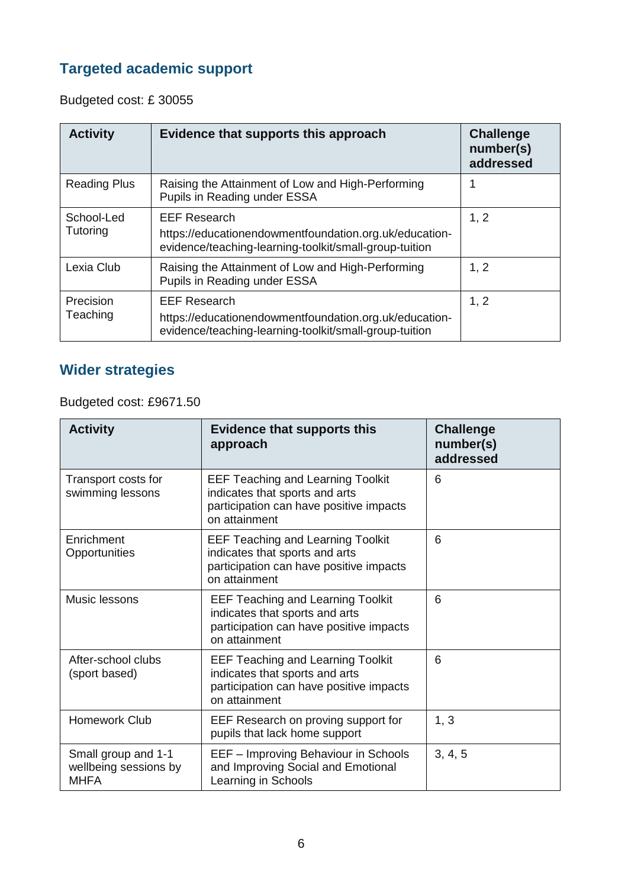## Targeted academic support

Budgeted cost: £ 30055

| Activity | Evidence that supports this approach | Challenge number(s) addressed |
| --- | --- | --- |
| Reading Plus | Raising the Attainment of Low and High-Performing Pupils in Reading under ESSA | 1 |
| School-Led Tutoring | EEF Research<br>https://educationendowmentfoundation.org.uk/education-evidence/teaching-learning-toolkit/small-group-tuition | 1, 2 |
| Lexia Club | Raising the Attainment of Low and High-Performing Pupils in Reading under ESSA | 1, 2 |
| Precision Teaching | EEF Research<br>https://educationendowmentfoundation.org.uk/education-evidence/teaching-learning-toolkit/small-group-tuition | 1, 2 |

## Wider strategies

Budgeted cost: £9671.50

| Activity | Evidence that supports this approach | Challenge number(s) addressed |
| --- | --- | --- |
| Transport costs for swimming lessons | EEF Teaching and Learning Toolkit indicates that sports and arts participation can have positive impacts on attainment | 6 |
| Enrichment Opportunities | EEF Teaching and Learning Toolkit indicates that sports and arts participation can have positive impacts on attainment | 6 |
| Music lessons | EEF Teaching and Learning Toolkit indicates that sports and arts participation can have positive impacts on attainment | 6 |
| After-school clubs (sport based) | EEF Teaching and Learning Toolkit indicates that sports and arts participation can have positive impacts on attainment | 6 |
| Homework Club | EEF Research on proving support for pupils that lack home support | 1, 3 |
| Small group and 1-1 wellbeing sessions by MHFA | EEF – Improving Behaviour in Schools and Improving Social and Emotional Learning in Schools | 3, 4, 5 |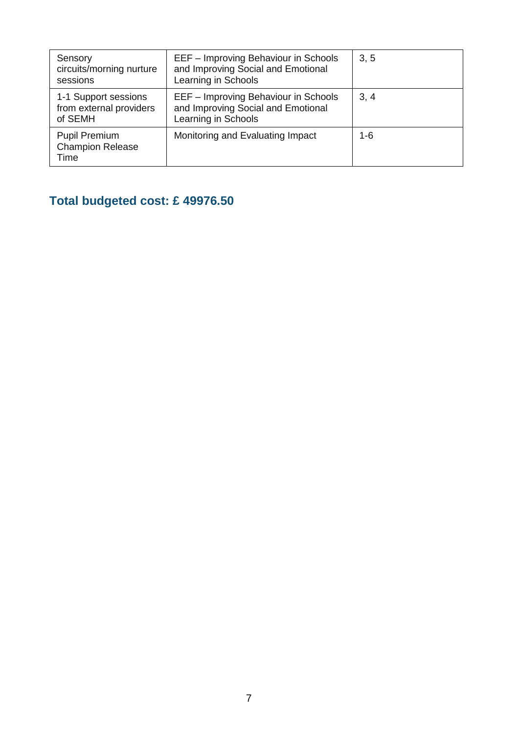| | | |
|---|---|---|
| Sensory circuits/morning nurture sessions | EEF – Improving Behaviour in Schools and Improving Social and Emotional Learning in Schools | 3, 5 |
| 1-1 Support sessions from external providers of SEMH | EEF – Improving Behaviour in Schools and Improving Social and Emotional Learning in Schools | 3, 4 |
| Pupil Premium Champion Release Time | Monitoring and Evaluating Impact | 1-6 |

## Total budgeted cost: £ 49976.50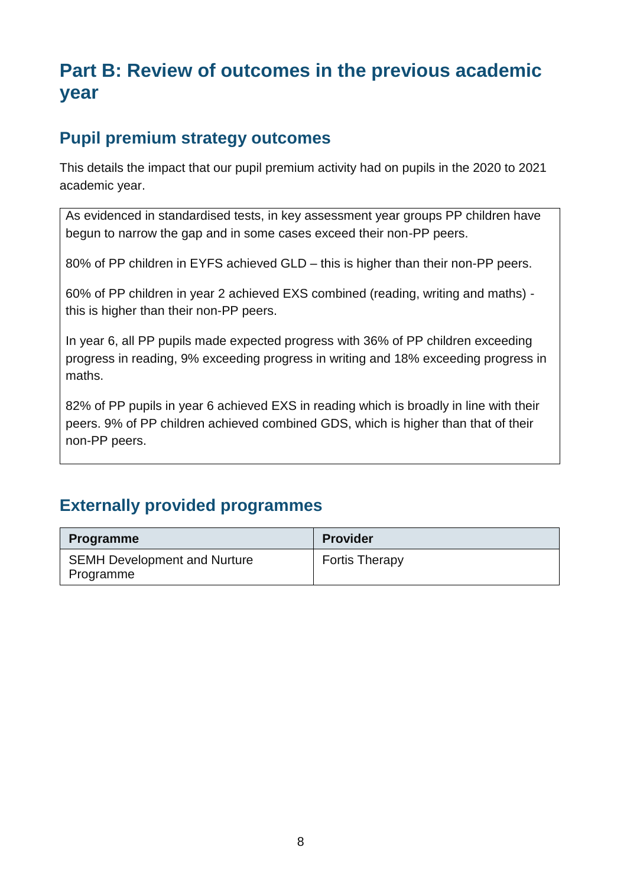# Part B: Review of outcomes in the previous academic year

## Pupil premium strategy outcomes

This details the impact that our pupil premium activity had on pupils in the 2020 to 2021 academic year.

As evidenced in standardised tests, in key assessment year groups PP children have begun to narrow the gap and in some cases exceed their non-PP peers.

80% of PP children in EYFS achieved GLD – this is higher than their non-PP peers.

60% of PP children in year 2 achieved EXS combined (reading, writing and maths) - this is higher than their non-PP peers.

In year 6, all PP pupils made expected progress with 36% of PP children exceeding progress in reading, 9% exceeding progress in writing and 18% exceeding progress in maths.

82% of PP pupils in year 6 achieved EXS in reading which is broadly in line with their peers. 9% of PP children achieved combined GDS, which is higher than that of their non-PP peers.

## Externally provided programmes

| Programme | Provider |
|---|---|
| SEMH Development and Nurture Programme | Fortis Therapy |